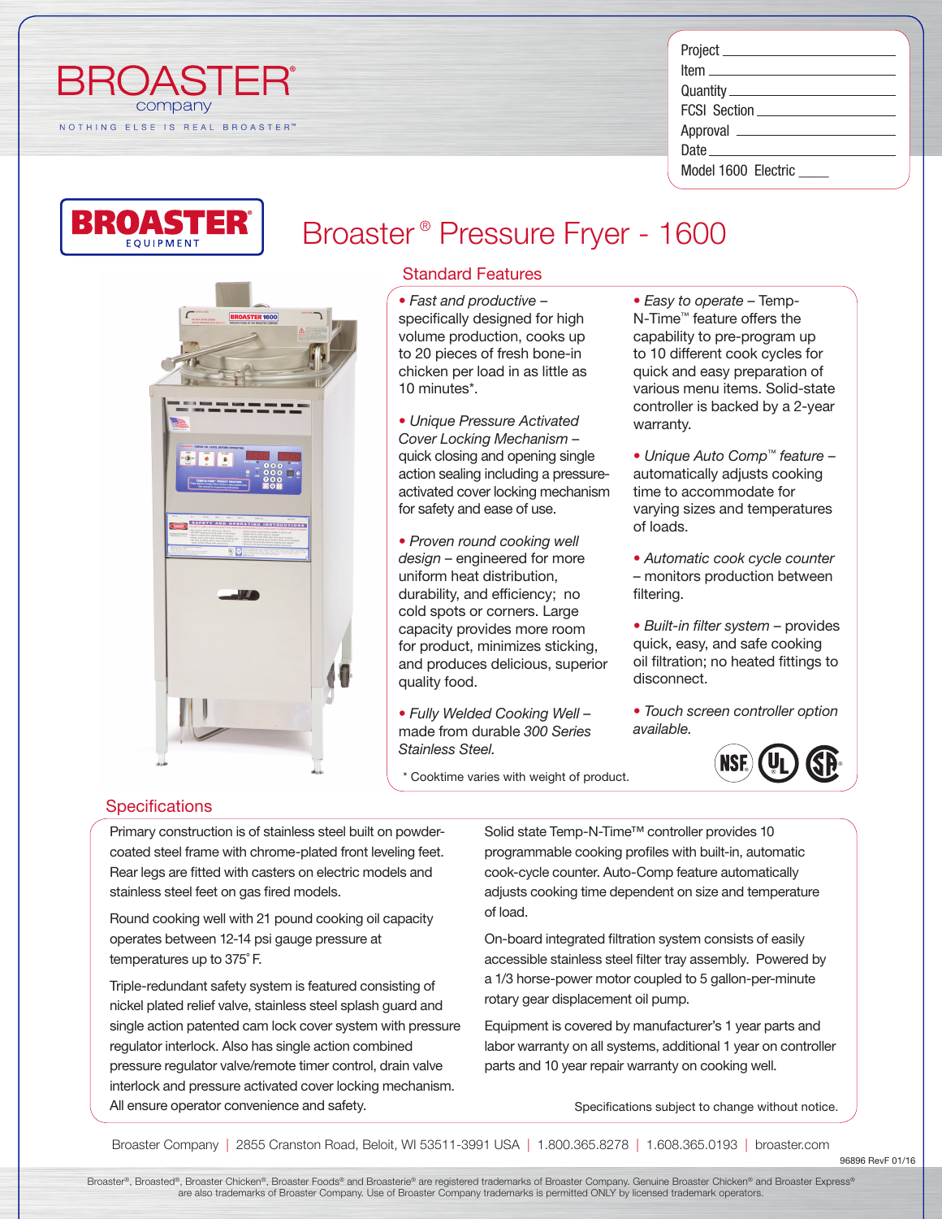BROASTER® company

NOTHING ELSE IS REAL BROASTER™

Project \_\_\_\_\_\_\_\_\_\_\_\_\_\_\_\_\_\_\_\_

Item \_\_\_\_\_\_\_\_\_\_\_\_\_\_\_\_\_\_\_\_

Quantity \_\_\_\_\_\_\_\_\_\_\_\_\_\_\_\_\_\_\_\_

FCSI Section \_\_\_\_\_\_\_\_\_\_\_\_\_\_\_\_\_\_\_\_

Approval \_\_\_\_\_\_\_\_\_\_\_\_\_\_\_\_\_\_\_\_

Date \_\_\_\_\_\_\_\_\_\_\_\_\_\_\_\_\_\_\_\_

Model 1600 Electric \_\_\_\_

BROASTER® EQUIPMENT

# Broaster® Pressure Fryer - 1600

## Standard Features

- *Fast and productive* – specifically designed for high volume production, cooks up to 20 pieces of fresh bone-in chicken per load in as little as 10 minutes*.
- *Unique Pressure Activated Cover Locking Mechanism* – quick closing and opening single action sealing including a pressure-activated cover locking mechanism for safety and ease of use.
- *Proven round cooking well design* – engineered for more uniform heat distribution, durability, and efficiency; no cold spots or corners. Large capacity provides more room for product, minimizes sticking, and produces delicious, superior quality food.
- *Fully Welded Cooking Well* – made from durable *300 Series Stainless Steel.*
- *Easy to operate* – Temp-N-Time™ feature offers the capability to pre-program up to 10 different cook cycles for quick and easy preparation of various menu items. Solid-state controller is backed by a 2-year warranty.
- *Unique Auto Comp™ feature* – automatically adjusts cooking time to accommodate for varying sizes and temperatures of loads.
- *Automatic cook cycle counter* – monitors production between filtering.
- *Built-in filter system* – provides quick, easy, and safe cooking oil filtration; no heated fittings to disconnect.
- *Touch screen controller option available.*

\* Cooktime varies with weight of product.

## Specifications

Primary construction is of stainless steel built on powder-coated steel frame with chrome-plated front leveling feet. Rear legs are fitted with casters on electric models and stainless steel feet on gas fired models.

Round cooking well with 21 pound cooking oil capacity operates between 12-14 psi gauge pressure at temperatures up to 375° F.

Triple-redundant safety system is featured consisting of nickel plated relief valve, stainless steel splash guard and single action patented cam lock cover system with pressure regulator interlock. Also has single action combined pressure regulator valve/remote timer control, drain valve interlock and pressure activated cover locking mechanism. All ensure operator convenience and safety.

Solid state Temp-N-Time™ controller provides 10 programmable cooking profiles with built-in, automatic cook-cycle counter. Auto-Comp feature automatically adjusts cooking time dependent on size and temperature of load.

On-board integrated filtration system consists of easily accessible stainless steel filter tray assembly. Powered by a 1/3 horse-power motor coupled to 5 gallon-per-minute rotary gear displacement oil pump.

Equipment is covered by manufacturer's 1 year parts and labor warranty on all systems, additional 1 year on controller parts and 10 year repair warranty on cooking well.

Specifications subject to change without notice.

Broaster Company | 2855 Cranston Road, Beloit, WI 53511-3991 USA | 1.800.365.8278 | 1.608.365.0193 | broaster.com

96896 RevF 01/16

Broaster®, Broasted®, Broaster Chicken®, Broaster Foods® and Broasterie® are registered trademarks of Broaster Company. Genuine Broaster Chicken® and Broaster Express® are also trademarks of Broaster Company. Use of Broaster Company trademarks is permitted ONLY by licensed trademark operators.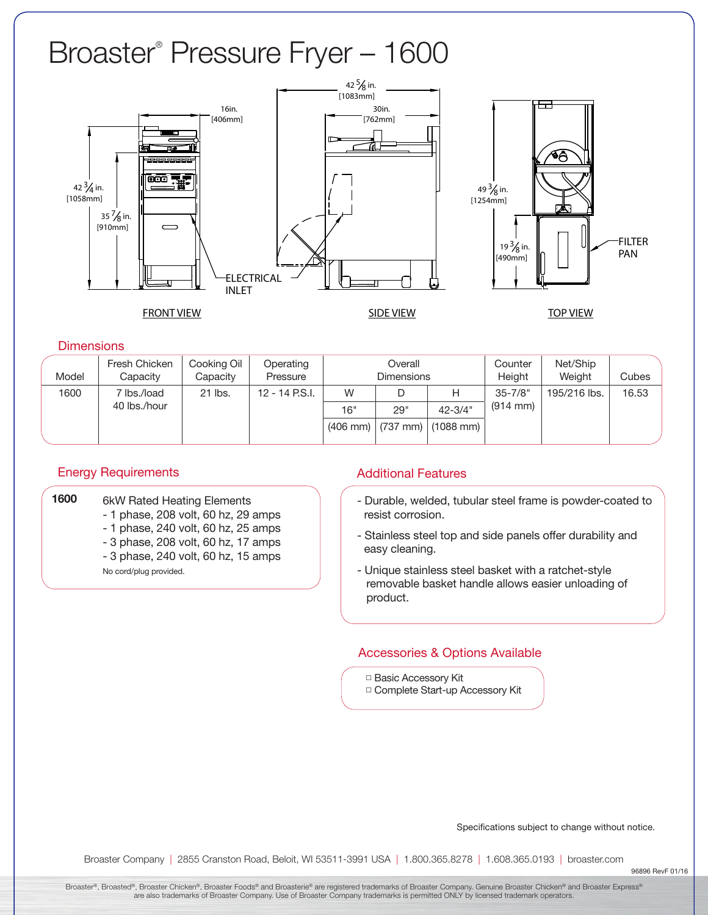# Broaster® Pressure Fryer – 1600

42 5/8 in. [1083mm]
16in. [406mm]
30in. [762mm]
42 3/4 in. [1058mm]
35 7/8 in. [910mm]
49 3/8 in. [1254mm]
19 3/8 in. [490mm]
ELECTRICAL INLET
FILTER PAN

FRONT VIEW
SIDE VIEW
TOP VIEW

## Dimensions

| Model | Fresh Chicken Capacity | Cooking Oil Capacity | Operating Pressure | Overall Dimensions | | | Counter Height | Net/Ship Weight | Cubes |
|---|---|---|---|---|---|---|---|---|---|
| | | | | W | D | H | | | |
| 1600 | 7 lbs./load 40 lbs./hour | 21 lbs. | 12 - 14 P.S.I. | 16" (406 mm) | 29" (737 mm) | 42-3/4" (1088 mm) | 35-7/8" (914 mm) | 195/216 lbs. | 16.53 |

## Energy Requirements

**1600** 6kW Rated Heating Elements
- 1 phase, 208 volt, 60 hz, 29 amps
- 1 phase, 240 volt, 60 hz, 25 amps
- 3 phase, 208 volt, 60 hz, 17 amps
- 3 phase, 240 volt, 60 hz, 15 amps

No cord/plug provided.

## Additional Features

- Durable, welded, tubular steel frame is powder-coated to resist corrosion.
- Stainless steel top and side panels offer durability and easy cleaning.
- Unique stainless steel basket with a ratchet-style removable basket handle allows easier unloading of product.

## Accessories & Options Available

□ Basic Accessory Kit
□ Complete Start-up Accessory Kit

Specifications subject to change without notice.

Broaster Company | 2855 Cranston Road, Beloit, WI 53511-3991 USA | 1.800.365.8278 | 1.608.365.0193 | broaster.com

96896 RevF 01/16

Broaster®, Broasted®, Broaster Chicken®, Broaster Foods® and Broasterie® are registered trademarks of Broaster Company. Genuine Broaster Chicken® and Broaster Express® are also trademarks of Broaster Company. Use of Broaster Company trademarks is permitted ONLY by licensed trademark operators.